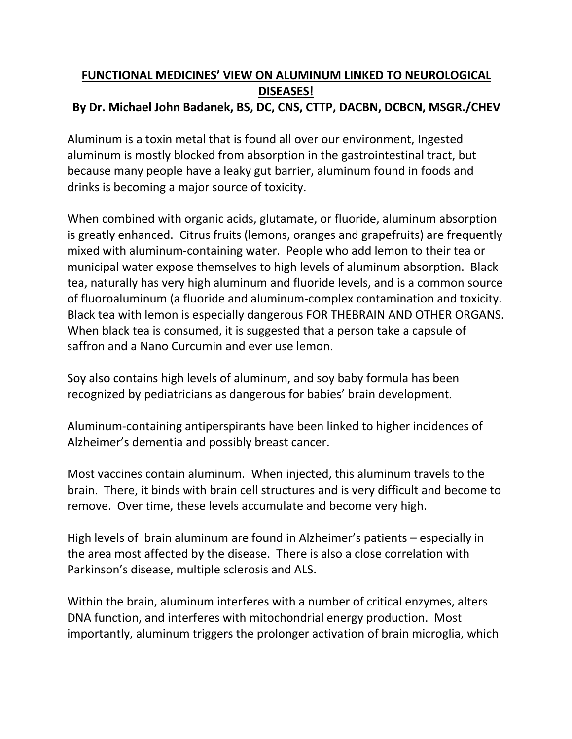# FUNCTIONAL MEDICINES' VIEW ON ALUMINUM LINKED TO NEUROLOGICAL DISEASES!

**By Dr. Michael John Badanek, BS, DC, CNS, CTTP, DACBN, DCBCN, MSGR./CHEV**

Aluminum is a toxin metal that is found all over our environment, Ingested aluminum is mostly blocked from absorption in the gastrointestinal tract, but because many people have a leaky gut barrier, aluminum found in foods and drinks is becoming a major source of toxicity.

When combined with organic acids, glutamate, or fluoride, aluminum absorption is greatly enhanced. Citrus fruits (lemons, oranges and grapefruits) are frequently mixed with aluminum-containing water. People who add lemon to their tea or municipal water expose themselves to high levels of aluminum absorption. Black tea, naturally has very high aluminum and fluoride levels, and is a common source of fluoroaluminum (a fluoride and aluminum-complex contamination and toxicity. Black tea with lemon is especially dangerous FOR THEBRAIN AND OTHER ORGANS. When black tea is consumed, it is suggested that a person take a capsule of saffron and a Nano Curcumin and ever use lemon.

Soy also contains high levels of aluminum, and soy baby formula has been recognized by pediatricians as dangerous for babies' brain development.

Aluminum-containing antiperspirants have been linked to higher incidences of Alzheimer's dementia and possibly breast cancer.

Most vaccines contain aluminum. When injected, this aluminum travels to the brain. There, it binds with brain cell structures and is very difficult and become to remove. Over time, these levels accumulate and become very high.

High levels of brain aluminum are found in Alzheimer's patients – especially in the area most affected by the disease. There is also a close correlation with Parkinson's disease, multiple sclerosis and ALS.

Within the brain, aluminum interferes with a number of critical enzymes, alters DNA function, and interferes with mitochondrial energy production. Most importantly, aluminum triggers the prolonger activation of brain microglia, which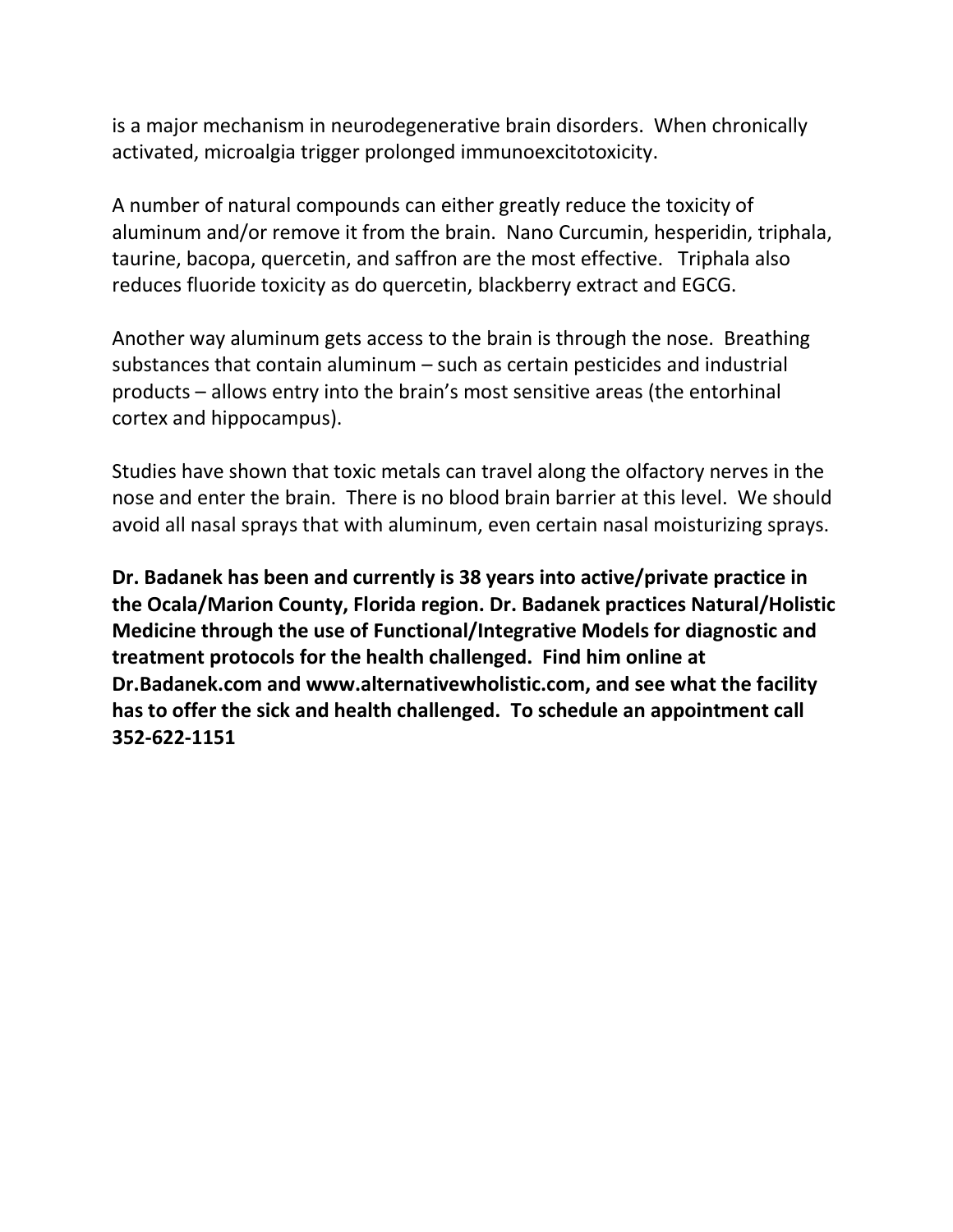is a major mechanism in neurodegenerative brain disorders. When chronically activated, microalgia trigger prolonged immunoexcitotoxicity.

A number of natural compounds can either greatly reduce the toxicity of aluminum and/or remove it from the brain. Nano Curcumin, hesperidin, triphala, taurine, bacopa, quercetin, and saffron are the most effective. Triphala also reduces fluoride toxicity as do quercetin, blackberry extract and EGCG.

Another way aluminum gets access to the brain is through the nose. Breathing substances that contain aluminum – such as certain pesticides and industrial products – allows entry into the brain's most sensitive areas (the entorhinal cortex and hippocampus).

Studies have shown that toxic metals can travel along the olfactory nerves in the nose and enter the brain. There is no blood brain barrier at this level. We should avoid all nasal sprays that with aluminum, even certain nasal moisturizing sprays.

**Dr. Badanek has been and currently is 38 years into active/private practice in the Ocala/Marion County, Florida region. Dr. Badanek practices Natural/Holistic Medicine through the use of Functional/Integrative Models for diagnostic and treatment protocols for the health challenged. Find him online at Dr.Badanek.com and www.alternativewholistic.com, and see what the facility has to offer the sick and health challenged. To schedule an appointment call 352-622-1151**